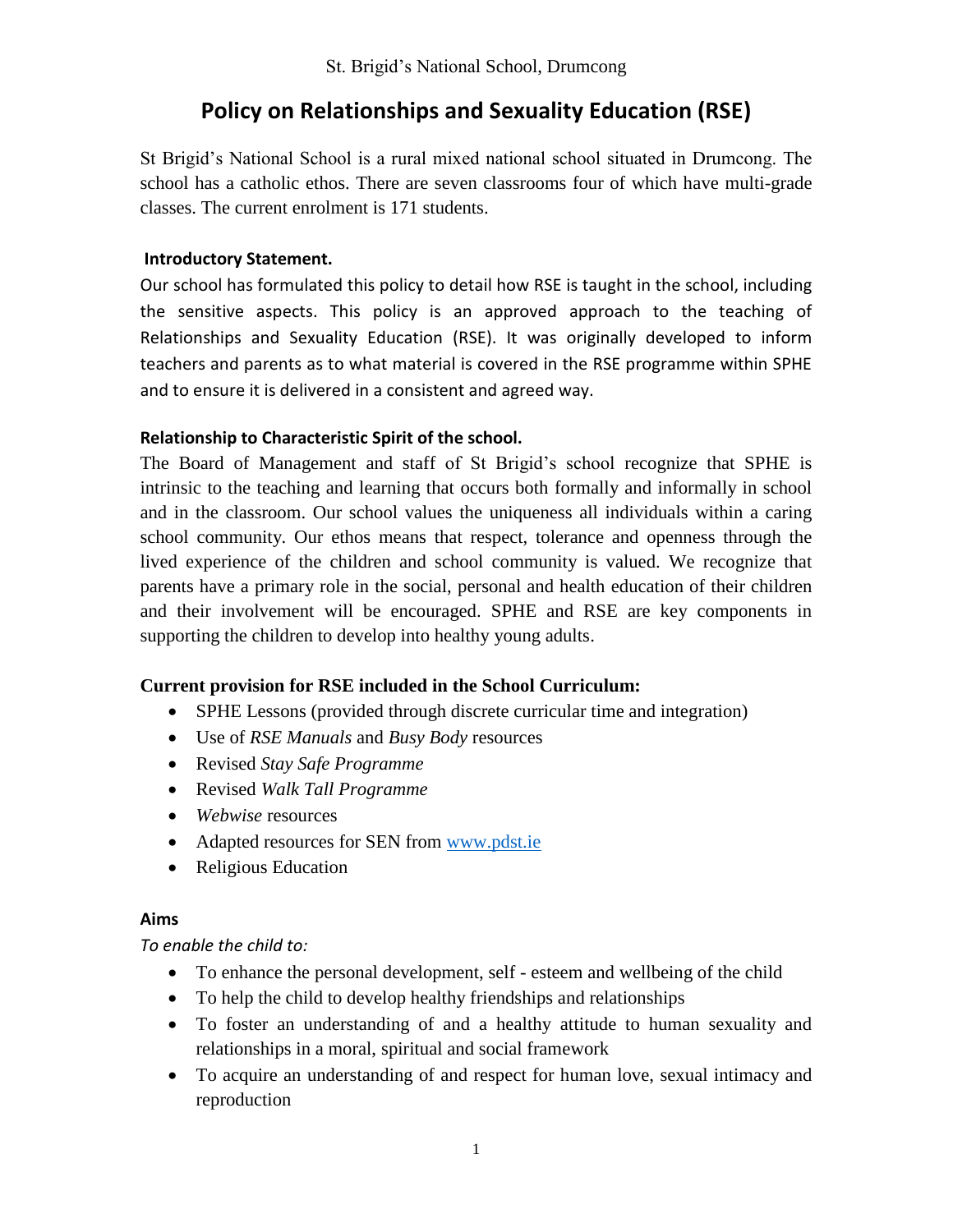St. Brigid's National School, Drumcong

# Policy on Relationships and Sexuality Education (RSE)

St Brigid's National School is a rural mixed national school situated in Drumcong. The school has a catholic ethos. There are seven classrooms four of which have multi-grade classes. The current enrolment is 171 students.

**Introductory Statement.**

Our school has formulated this policy to detail how RSE is taught in the school, including the sensitive aspects. This policy is an approved approach to the teaching of Relationships and Sexuality Education (RSE). It was originally developed to inform teachers and parents as to what material is covered in the RSE programme within SPHE and to ensure it is delivered in a consistent and agreed way.

**Relationship to Characteristic Spirit of the school.**

The Board of Management and staff of St Brigid's school recognize that SPHE is intrinsic to the teaching and learning that occurs both formally and informally in school and in the classroom. Our school values the uniqueness all individuals within a caring school community. Our ethos means that respect, tolerance and openness through the lived experience of the children and school community is valued. We recognize that parents have a primary role in the social, personal and health education of their children and their involvement will be encouraged. SPHE and RSE are key components in supporting the children to develop into healthy young adults.

**Current provision for RSE included in the School Curriculum:**

- SPHE Lessons (provided through discrete curricular time and integration)
- Use of *RSE Manuals* and *Busy Body* resources
- Revised *Stay Safe Programme*
- Revised *Walk Tall Programme*
- *Webwise* resources
- Adapted resources for SEN from www.pdst.ie
- Religious Education

**Aims**

*To enable the child to:*

- To enhance the personal development, self - esteem and wellbeing of the child
- To help the child to develop healthy friendships and relationships
- To foster an understanding of and a healthy attitude to human sexuality and relationships in a moral, spiritual and social framework
- To acquire an understanding of and respect for human love, sexual intimacy and reproduction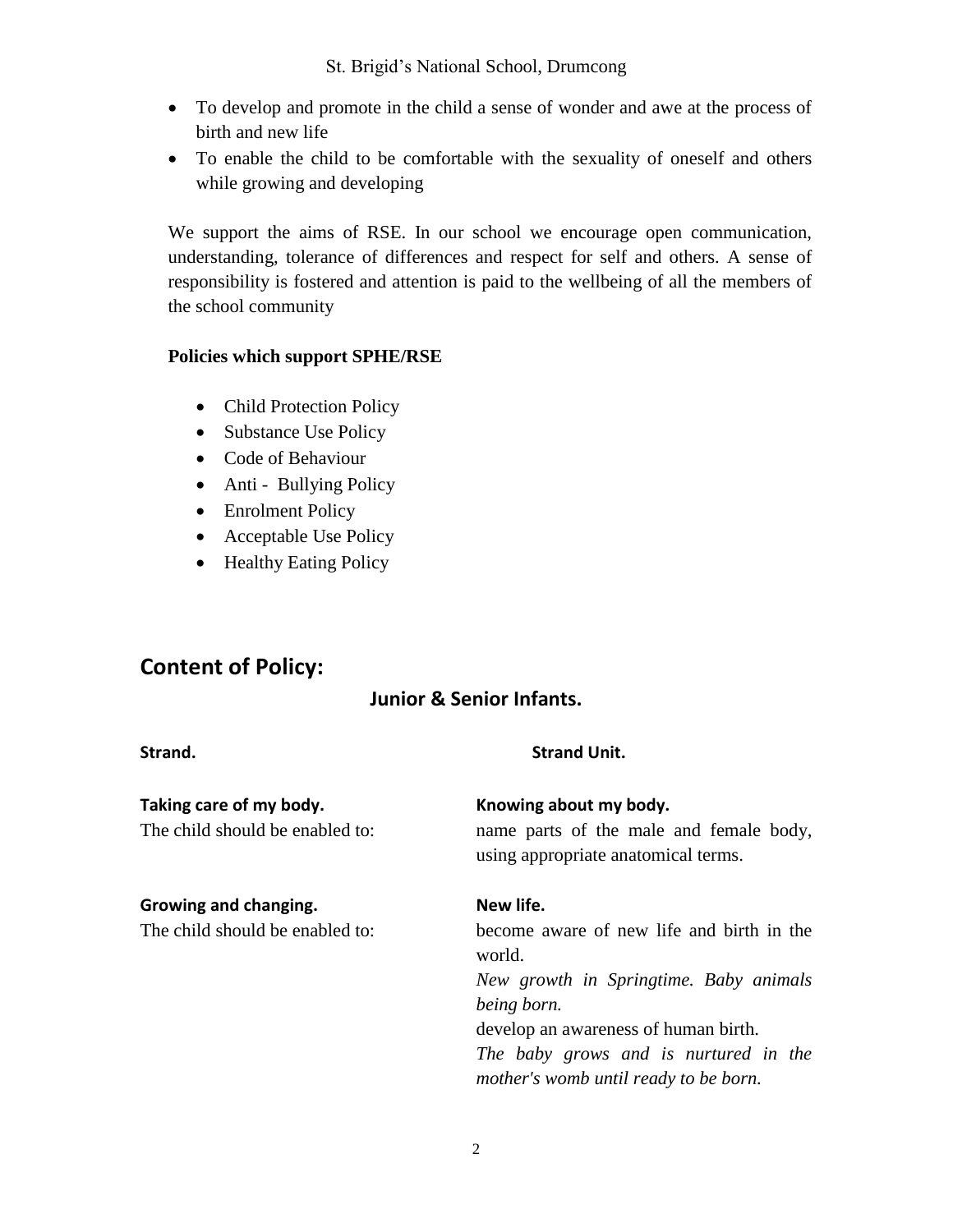- To develop and promote in the child a sense of wonder and awe at the process of birth and new life
- To enable the child to be comfortable with the sexuality of oneself and others while growing and developing

We support the aims of RSE. In our school we encourage open communication, understanding, tolerance of differences and respect for self and others. A sense of responsibility is fostered and attention is paid to the wellbeing of all the members of the school community

**Policies which support SPHE/RSE**

- Child Protection Policy
- Substance Use Policy
- Code of Behaviour
- Anti - Bullying Policy
- Enrolment Policy
- Acceptable Use Policy
- Healthy Eating Policy

## Content of Policy:

### Junior & Senior Infants.

| **Strand.** | **Strand Unit.** |
|---|---|
| **Taking care of my body.**<br>The child should be enabled to: | **Knowing about my body.**<br>name parts of the male and female body, using appropriate anatomical terms. |
| **Growing and changing.**<br>The child should be enabled to: | **New life.**<br>become aware of new life and birth in the world.<br>*New growth in Springtime. Baby animals being born.*<br>develop an awareness of human birth.<br>*The baby grows and is nurtured in the mother's womb until ready to be born.* |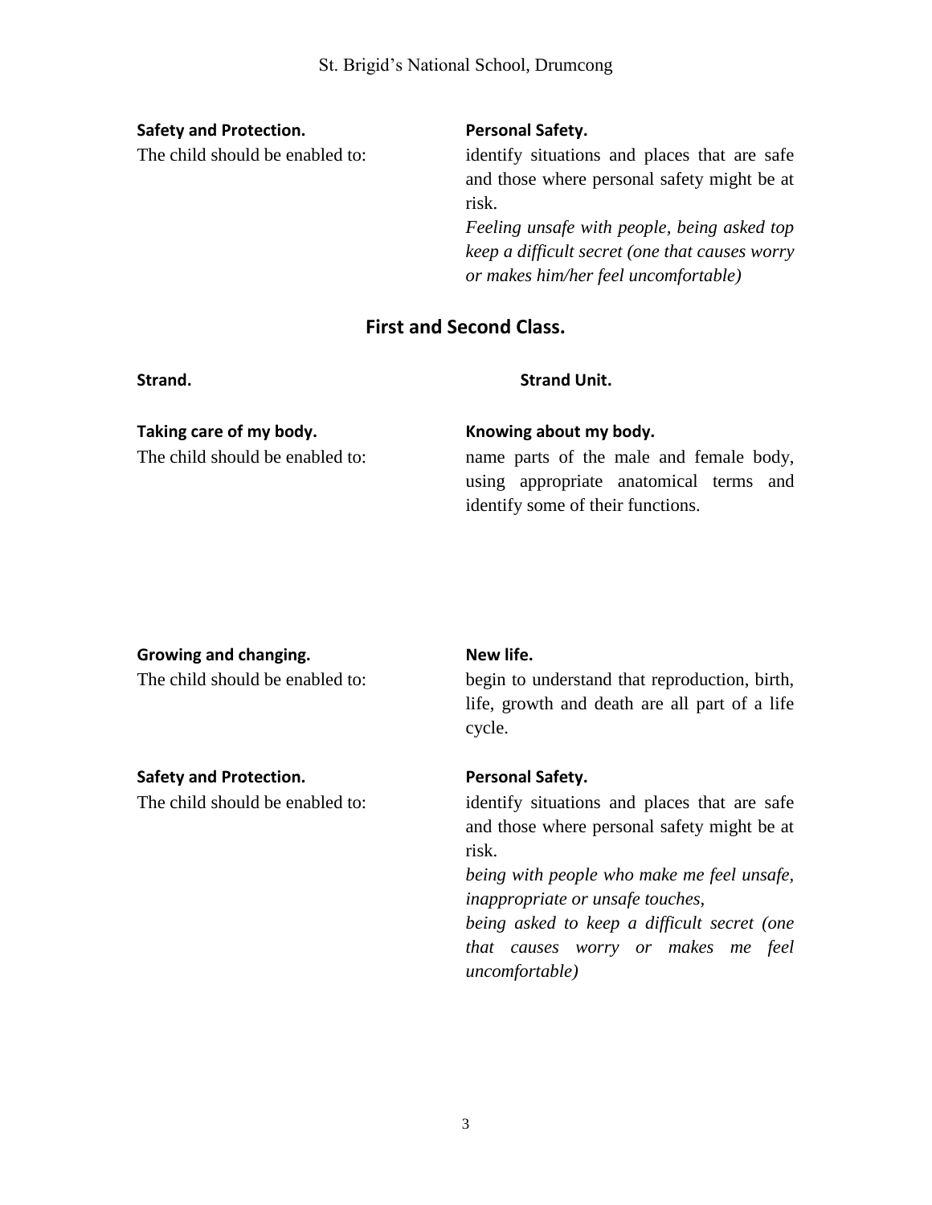**Safety and Protection.**
The child should be enabled to:

**Personal Safety.**
identify situations and places that are safe and those where personal safety might be at risk.
*Feeling unsafe with people, being asked top keep a difficult secret (one that causes worry or makes him/her feel uncomfortable)*

## First and Second Class.

**Strand.**

**Strand Unit.**

**Taking care of my body.**
The child should be enabled to:

**Knowing about my body.**
name parts of the male and female body, using appropriate anatomical terms and identify some of their functions.

**Growing and changing.**
The child should be enabled to:

**New life.**
begin to understand that reproduction, birth, life, growth and death are all part of a life cycle.

**Safety and Protection.**
The child should be enabled to:

**Personal Safety.**
identify situations and places that are safe and those where personal safety might be at risk.
*being with people who make me feel unsafe, inappropriate or unsafe touches,*
*being asked to keep a difficult secret (one that causes worry or makes me feel uncomfortable)*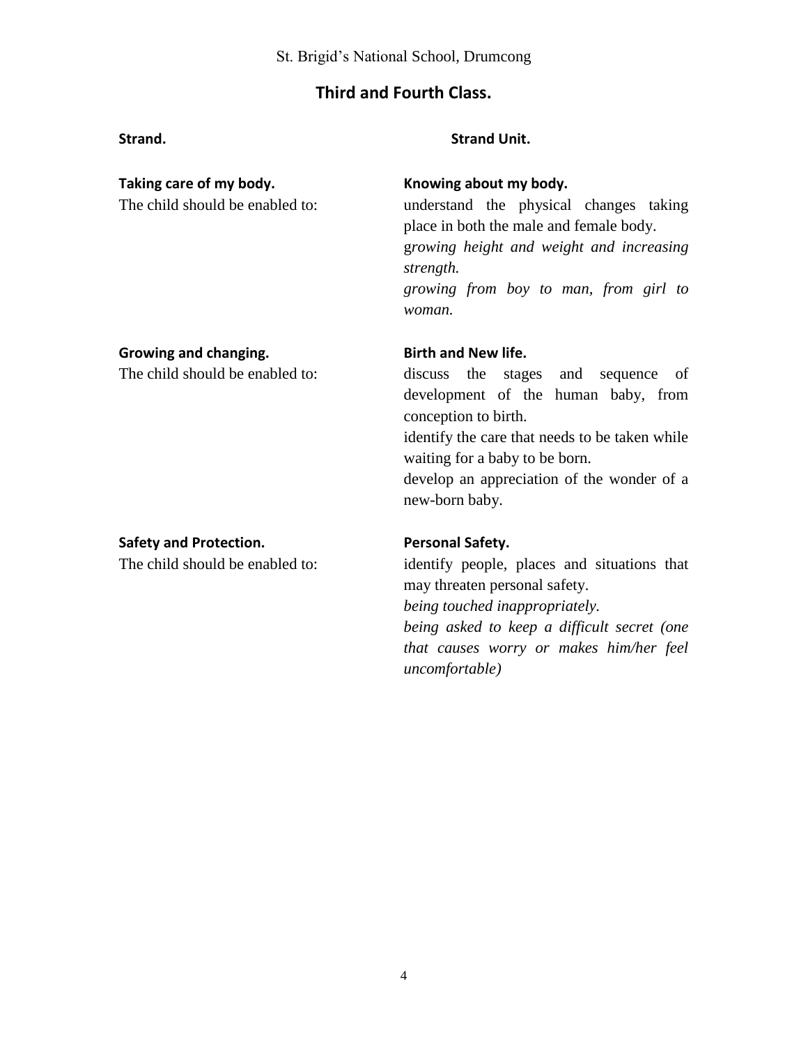## Third and Fourth Class.

| Strand. | Strand Unit. |
| --- | --- |
| **Taking care of my body.**<br>The child should be enabled to: | **Knowing about my body.**<br>understand the physical changes taking place in both the male and female body.<br>*growing height and weight and increasing strength.*<br>*growing from boy to man, from girl to woman.* |
| **Growing and changing.**<br>The child should be enabled to: | **Birth and New life.**<br>discuss the stages and sequence of development of the human baby, from conception to birth.<br>identify the care that needs to be taken while waiting for a baby to be born.<br>develop an appreciation of the wonder of a new-born baby. |
| **Safety and Protection.**<br>The child should be enabled to: | **Personal Safety.**<br>identify people, places and situations that may threaten personal safety.<br>*being touched inappropriately.*<br>*being asked to keep a difficult secret (one that causes worry or makes him/her feel uncomfortable)* |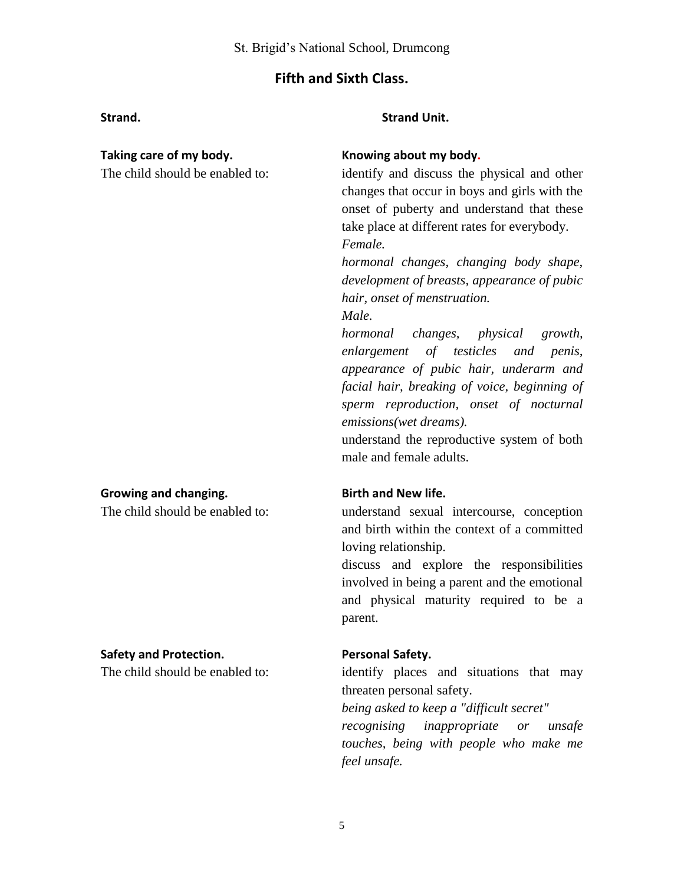## Fifth and Sixth Class.

| Strand. | Strand Unit. |
|---|---|
| **Taking care of my body.**<br>The child should be enabled to: | **Knowing about my body.**<br>identify and discuss the physical and other changes that occur in boys and girls with the onset of puberty and understand that these take place at different rates for everybody.<br>*Female.*<br>*hormonal changes, changing body shape, development of breasts, appearance of pubic hair, onset of menstruation.*<br>*Male.*<br>*hormonal changes, physical growth, enlargement of testicles and penis, appearance of pubic hair, underarm and facial hair, breaking of voice, beginning of sperm reproduction, onset of nocturnal emissions(wet dreams).*<br>understand the reproductive system of both male and female adults. |
| **Growing and changing.**<br>The child should be enabled to: | **Birth and New life.**<br>understand sexual intercourse, conception and birth within the context of a committed loving relationship.<br>discuss and explore the responsibilities involved in being a parent and the emotional and physical maturity required to be a parent. |
| **Safety and Protection.**<br>The child should be enabled to: | **Personal Safety.**<br>identify places and situations that may threaten personal safety.<br>*being asked to keep a "difficult secret"*<br>*recognising inappropriate or unsafe touches, being with people who make me feel unsafe.* |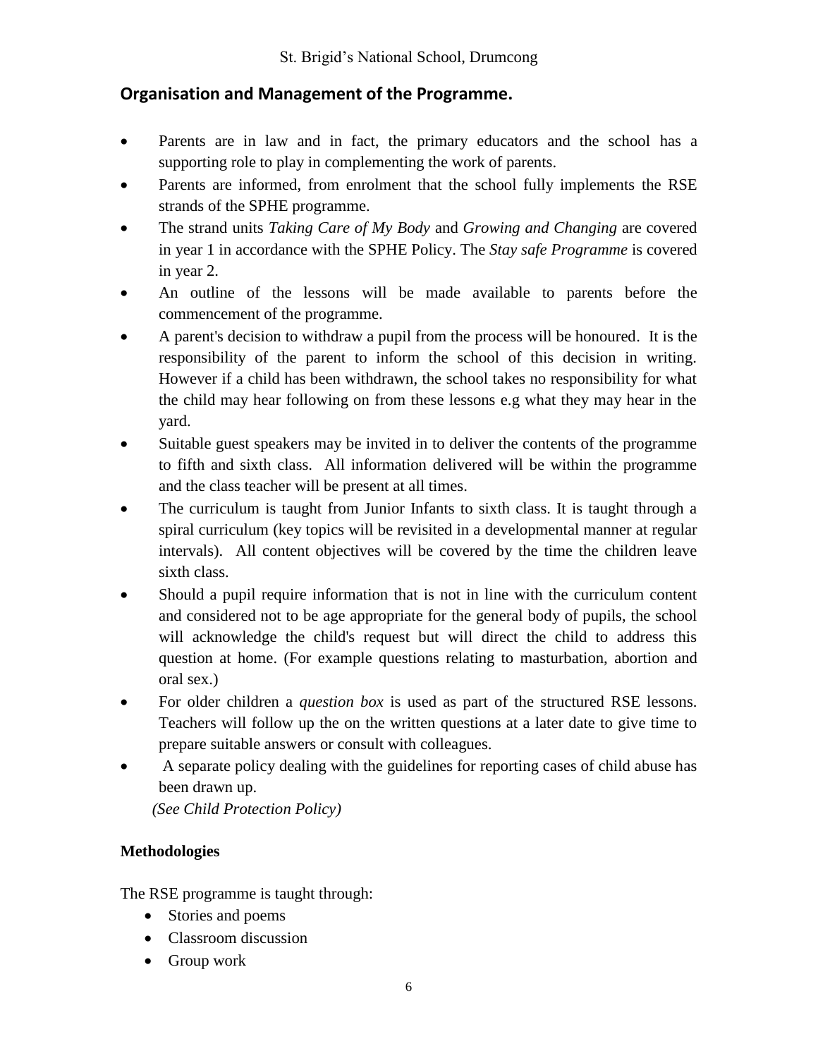## Organisation and Management of the Programme.

- Parents are in law and in fact, the primary educators and the school has a supporting role to play in complementing the work of parents.
- Parents are informed, from enrolment that the school fully implements the RSE strands of the SPHE programme.
- The strand units *Taking Care of My Body* and *Growing and Changing* are covered in year 1 in accordance with the SPHE Policy. The *Stay safe Programme* is covered in year 2.
- An outline of the lessons will be made available to parents before the commencement of the programme.
- A parent's decision to withdraw a pupil from the process will be honoured. It is the responsibility of the parent to inform the school of this decision in writing. However if a child has been withdrawn, the school takes no responsibility for what the child may hear following on from these lessons e.g what they may hear in the yard.
- Suitable guest speakers may be invited in to deliver the contents of the programme to fifth and sixth class. All information delivered will be within the programme and the class teacher will be present at all times.
- The curriculum is taught from Junior Infants to sixth class. It is taught through a spiral curriculum (key topics will be revisited in a developmental manner at regular intervals). All content objectives will be covered by the time the children leave sixth class.
- Should a pupil require information that is not in line with the curriculum content and considered not to be age appropriate for the general body of pupils, the school will acknowledge the child's request but will direct the child to address this question at home. (For example questions relating to masturbation, abortion and oral sex.)
- For older children a *question box* is used as part of the structured RSE lessons. Teachers will follow up the on the written questions at a later date to give time to prepare suitable answers or consult with colleagues.
- A separate policy dealing with the guidelines for reporting cases of child abuse has been drawn up.
  *(See Child Protection Policy)*

**Methodologies**

The RSE programme is taught through:

- Stories and poems
- Classroom discussion
- Group work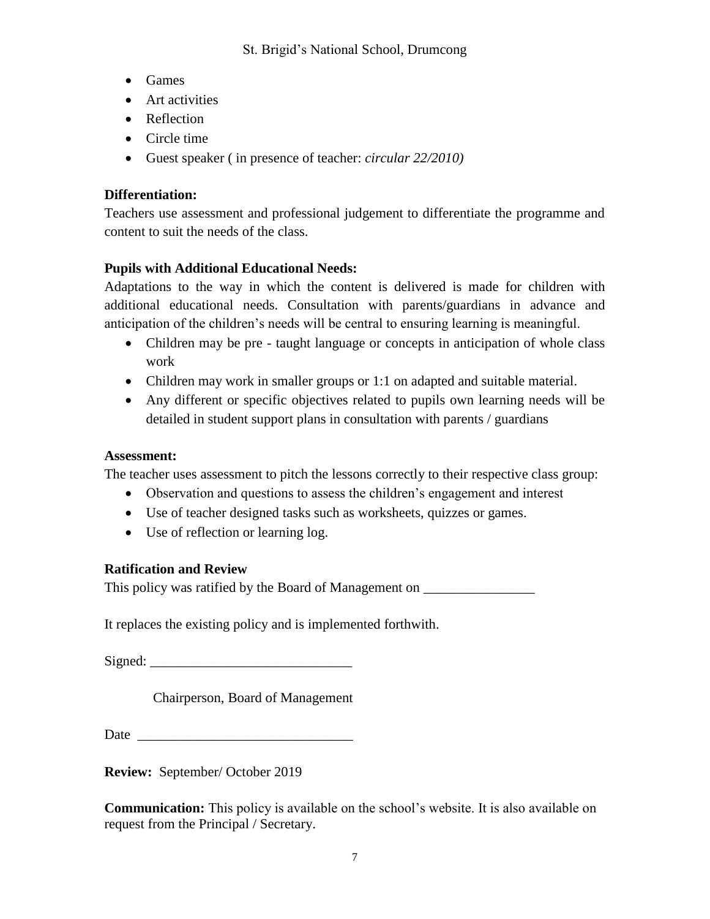- Games
- Art activities
- Reflection
- Circle time
- Guest speaker ( in presence of teacher: *circular 22/2010)*

**Differentiation:**

Teachers use assessment and professional judgement to differentiate the programme and content to suit the needs of the class.

**Pupils with Additional Educational Needs:**

Adaptations to the way in which the content is delivered is made for children with additional educational needs. Consultation with parents/guardians in advance and anticipation of the children's needs will be central to ensuring learning is meaningful.

- Children may be pre - taught language or concepts in anticipation of whole class work
- Children may work in smaller groups or 1:1 on adapted and suitable material.
- Any different or specific objectives related to pupils own learning needs will be detailed in student support plans in consultation with parents / guardians

**Assessment:**

The teacher uses assessment to pitch the lessons correctly to their respective class group:

- Observation and questions to assess the children's engagement and interest
- Use of teacher designed tasks such as worksheets, quizzes or games.
- Use of reflection or learning log.

**Ratification and Review**

This policy was ratified by the Board of Management on ________________

It replaces the existing policy and is implemented forthwith.

Signed: _____________________________

Chairperson, Board of Management

Date _______________________________

**Review:** September/ October 2019

**Communication:** This policy is available on the school's website. It is also available on request from the Principal / Secretary.